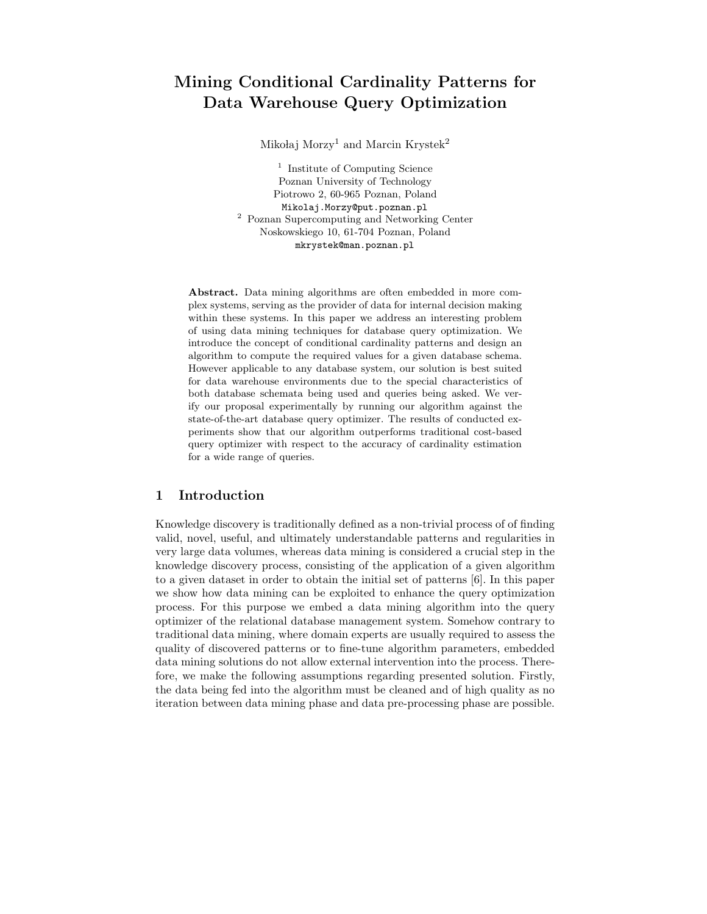# Mining Conditional Cardinality Patterns for Data Warehouse Query Optimization

Mikołaj Morzy[1] and Marcin Krystek[2]

[1] Institute of Computing Science
Poznan University of Technology
Piotrowo 2, 60-965 Poznan, Poland
Mikolaj.Morzy@put.poznan.pl

[2] Poznan Supercomputing and Networking Center
Noskowskiego 10, 61-704 Poznan, Poland
mkrystek@man.poznan.pl

**Abstract.** Data mining algorithms are often embedded in more complex systems, serving as the provider of data for internal decision making within these systems. In this paper we address an interesting problem of using data mining techniques for database query optimization. We introduce the concept of conditional cardinality patterns and design an algorithm to compute the required values for a given database schema. However applicable to any database system, our solution is best suited for data warehouse environments due to the special characteristics of both database schemata being used and queries being asked. We verify our proposal experimentally by running our algorithm against the state-of-the-art database query optimizer. The results of conducted experiments show that our algorithm outperforms traditional cost-based query optimizer with respect to the accuracy of cardinality estimation for a wide range of queries.

## 1 Introduction

Knowledge discovery is traditionally defined as a non-trivial process of of finding valid, novel, useful, and ultimately understandable patterns and regularities in very large data volumes, whereas data mining is considered a crucial step in the knowledge discovery process, consisting of the application of a given algorithm to a given dataset in order to obtain the initial set of patterns [6]. In this paper we show how data mining can be exploited to enhance the query optimization process. For this purpose we embed a data mining algorithm into the query optimizer of the relational database management system. Somehow contrary to traditional data mining, where domain experts are usually required to assess the quality of discovered patterns or to fine-tune algorithm parameters, embedded data mining solutions do not allow external intervention into the process. Therefore, we make the following assumptions regarding presented solution. Firstly, the data being fed into the algorithm must be cleaned and of high quality as no iteration between data mining phase and data pre-processing phase are possible.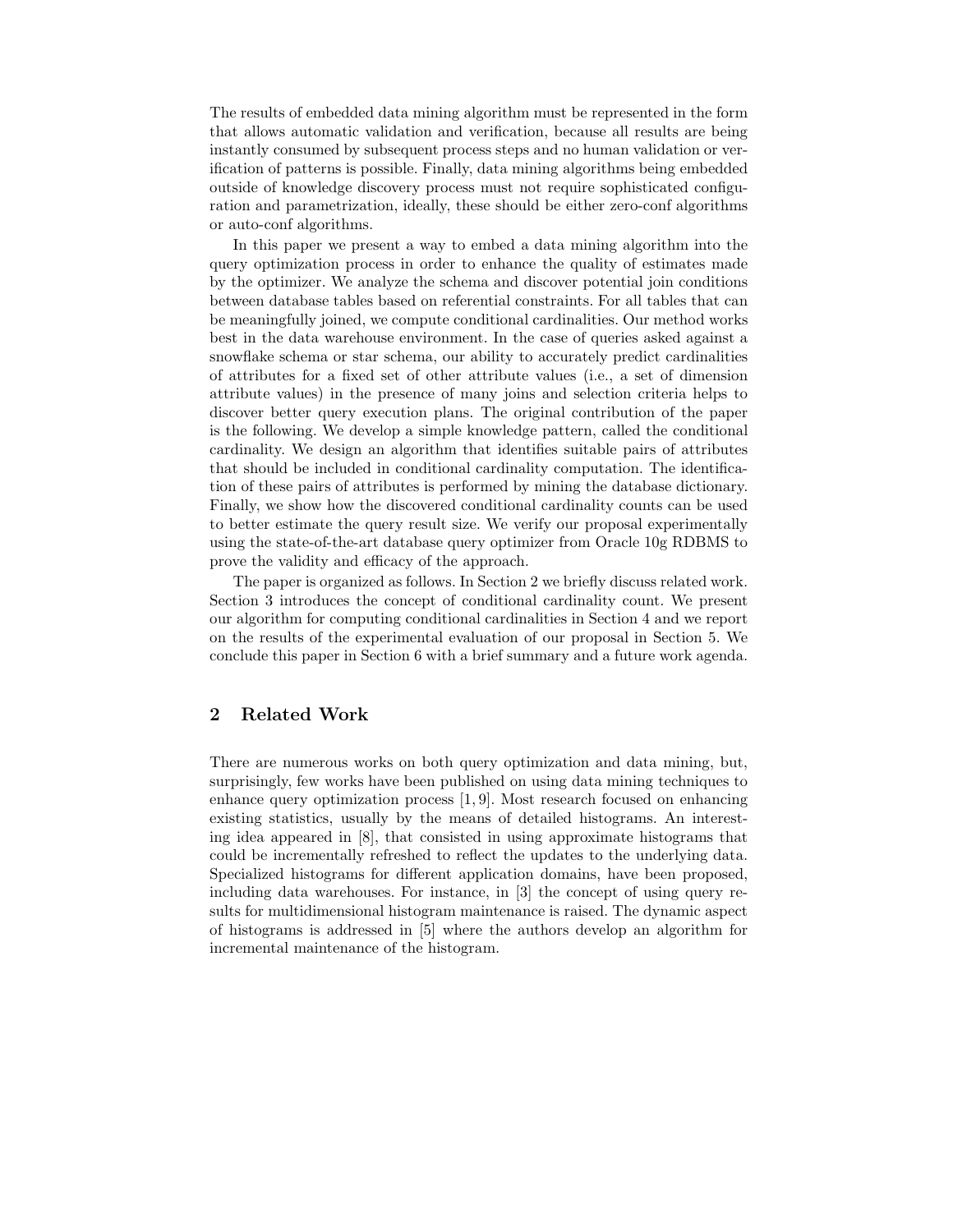The results of embedded data mining algorithm must be represented in the form that allows automatic validation and verification, because all results are being instantly consumed by subsequent process steps and no human validation or verification of patterns is possible. Finally, data mining algorithms being embedded outside of knowledge discovery process must not require sophisticated configuration and parametrization, ideally, these should be either zero-conf algorithms or auto-conf algorithms.

In this paper we present a way to embed a data mining algorithm into the query optimization process in order to enhance the quality of estimates made by the optimizer. We analyze the schema and discover potential join conditions between database tables based on referential constraints. For all tables that can be meaningfully joined, we compute conditional cardinalities. Our method works best in the data warehouse environment. In the case of queries asked against a snowflake schema or star schema, our ability to accurately predict cardinalities of attributes for a fixed set of other attribute values (i.e., a set of dimension attribute values) in the presence of many joins and selection criteria helps to discover better query execution plans. The original contribution of the paper is the following. We develop a simple knowledge pattern, called the conditional cardinality. We design an algorithm that identifies suitable pairs of attributes that should be included in conditional cardinality computation. The identification of these pairs of attributes is performed by mining the database dictionary. Finally, we show how the discovered conditional cardinality counts can be used to better estimate the query result size. We verify our proposal experimentally using the state-of-the-art database query optimizer from Oracle 10g RDBMS to prove the validity and efficacy of the approach.

The paper is organized as follows. In Section 2 we briefly discuss related work. Section 3 introduces the concept of conditional cardinality count. We present our algorithm for computing conditional cardinalities in Section 4 and we report on the results of the experimental evaluation of our proposal in Section 5. We conclude this paper in Section 6 with a brief summary and a future work agenda.

## 2 Related Work

There are numerous works on both query optimization and data mining, but, surprisingly, few works have been published on using data mining techniques to enhance query optimization process [1, 9]. Most research focused on enhancing existing statistics, usually by the means of detailed histograms. An interesting idea appeared in [8], that consisted in using approximate histograms that could be incrementally refreshed to reflect the updates to the underlying data. Specialized histograms for different application domains, have been proposed, including data warehouses. For instance, in [3] the concept of using query results for multidimensional histogram maintenance is raised. The dynamic aspect of histograms is addressed in [5] where the authors develop an algorithm for incremental maintenance of the histogram.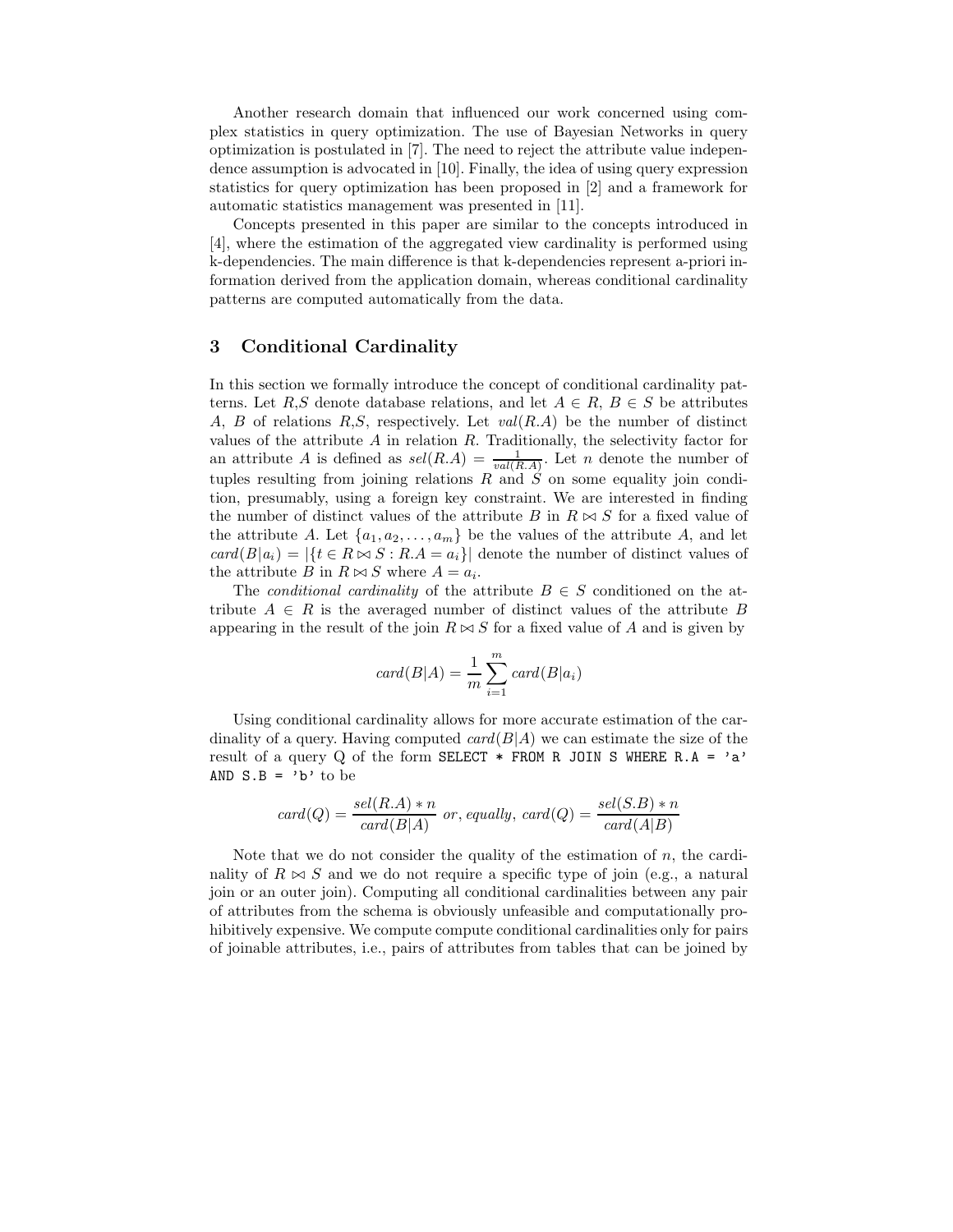Another research domain that influenced our work concerned using complex statistics in query optimization. The use of Bayesian Networks in query optimization is postulated in [7]. The need to reject the attribute value independence assumption is advocated in [10]. Finally, the idea of using query expression statistics for query optimization has been proposed in [2] and a framework for automatic statistics management was presented in [11].

Concepts presented in this paper are similar to the concepts introduced in [4], where the estimation of the aggregated view cardinality is performed using k-dependencies. The main difference is that k-dependencies represent a-priori information derived from the application domain, whereas conditional cardinality patterns are computed automatically from the data.

## 3 Conditional Cardinality

In this section we formally introduce the concept of conditional cardinality patterns. Let $R$,$S$ denote database relations, and let $A \in R$, $B \in S$ be attributes $A$, $B$ of relations $R$,$S$, respectively. Let $val(R.A)$ be the number of distinct values of the attribute $A$ in relation $R$. Traditionally, the selectivity factor for an attribute $A$ is defined as $sel(R.A) = \frac{1}{val(R.A)}$. Let $n$ denote the number of tuples resulting from joining relations $R$ and $S$ on some equality join condition, presumably, using a foreign key constraint. We are interested in finding the number of distinct values of the attribute $B$ in $R \bowtie S$ for a fixed value of the attribute $A$. Let $\{a_1, a_2, \ldots, a_m\}$ be the values of the attribute $A$, and let $card(B|a_i) = |\{t \in R \bowtie S : R.A = a_i\}|$ denote the number of distinct values of the attribute $B$ in $R \bowtie S$ where $A = a_i$.

The *conditional cardinality* of the attribute $B \in S$ conditioned on the attribute $A \in R$ is the averaged number of distinct values of the attribute $B$ appearing in the result of the join $R \bowtie S$ for a fixed value of $A$ and is given by

$$card(B|A) = \frac{1}{m} \sum_{i=1}^{m} card(B|a_i)$$

Using conditional cardinality allows for more accurate estimation of the cardinality of a query. Having computed $card(B|A)$ we can estimate the size of the result of a query Q of the form `SELECT * FROM R JOIN S WHERE R.A = 'a' AND S.B = 'b'` to be

$$card(Q) = \frac{sel(R.A) * n}{card(B|A)} \text{ or, equally, } card(Q) = \frac{sel(S.B) * n}{card(A|B)}$$

Note that we do not consider the quality of the estimation of $n$, the cardinality of $R \bowtie S$ and we do not require a specific type of join (e.g., a natural join or an outer join). Computing all conditional cardinalities between any pair of attributes from the schema is obviously unfeasible and computationally prohibitively expensive. We compute compute conditional cardinalities only for pairs of joinable attributes, i.e., pairs of attributes from tables that can be joined by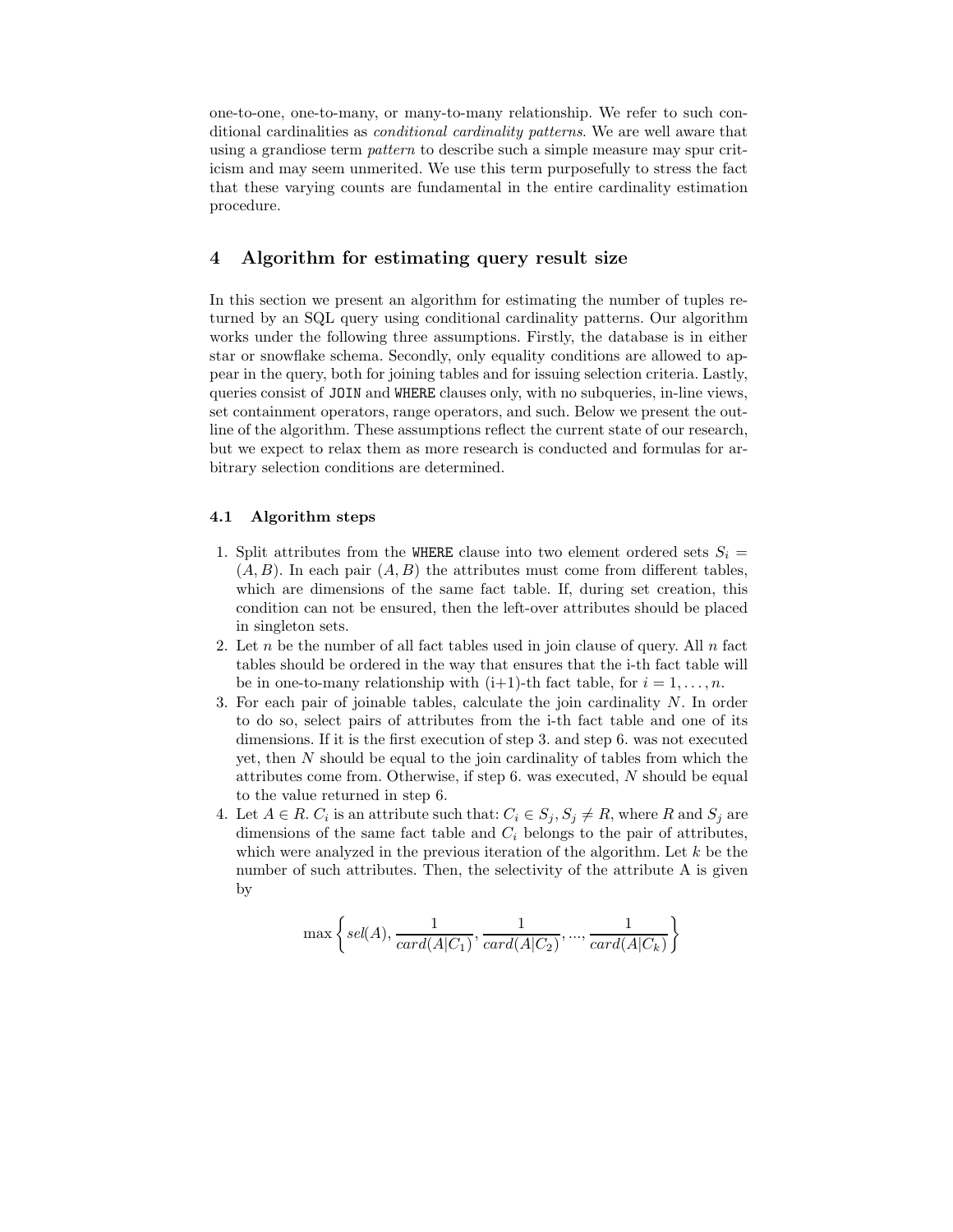one-to-one, one-to-many, or many-to-many relationship. We refer to such conditional cardinalities as *conditional cardinality patterns*. We are well aware that using a grandiose term *pattern* to describe such a simple measure may spur criticism and may seem unmerited. We use this term purposefully to stress the fact that these varying counts are fundamental in the entire cardinality estimation procedure.

## 4 Algorithm for estimating query result size

In this section we present an algorithm for estimating the number of tuples returned by an SQL query using conditional cardinality patterns. Our algorithm works under the following three assumptions. Firstly, the database is in either star or snowflake schema. Secondly, only equality conditions are allowed to appear in the query, both for joining tables and for issuing selection criteria. Lastly, queries consist of `JOIN` and `WHERE` clauses only, with no subqueries, in-line views, set containment operators, range operators, and such. Below we present the outline of the algorithm. These assumptions reflect the current state of our research, but we expect to relax them as more research is conducted and formulas for arbitrary selection conditions are determined.

### 4.1 Algorithm steps

1. Split attributes from the `WHERE` clause into two element ordered sets $S_i = (A, B)$. In each pair $(A, B)$ the attributes must come from different tables, which are dimensions of the same fact table. If, during set creation, this condition can not be ensured, then the left-over attributes should be placed in singleton sets.
2. Let $n$ be the number of all fact tables used in join clause of query. All $n$ fact tables should be ordered in the way that ensures that the i-th fact table will be in one-to-many relationship with (i+1)-th fact table, for $i = 1, \ldots, n$.
3. For each pair of joinable tables, calculate the join cardinality $N$. In order to do so, select pairs of attributes from the i-th fact table and one of its dimensions. If it is the first execution of step 3. and step 6. was not executed yet, then $N$ should be equal to the join cardinality of tables from which the attributes come from. Otherwise, if step 6. was executed, $N$ should be equal to the value returned in step 6.
4. Let $A \in R$. $C_i$ is an attribute such that: $C_i \in S_j, S_j \neq R$, where $R$ and $S_j$ are dimensions of the same fact table and $C_i$ belongs to the pair of attributes, which were analyzed in the previous iteration of the algorithm. Let $k$ be the number of such attributes. Then, the selectivity of the attribute A is given by

$$\max\left\{ sel(A), \frac{1}{card(A|C_1)}, \frac{1}{card(A|C_2)}, ..., \frac{1}{card(A|C_k)} \right\}$$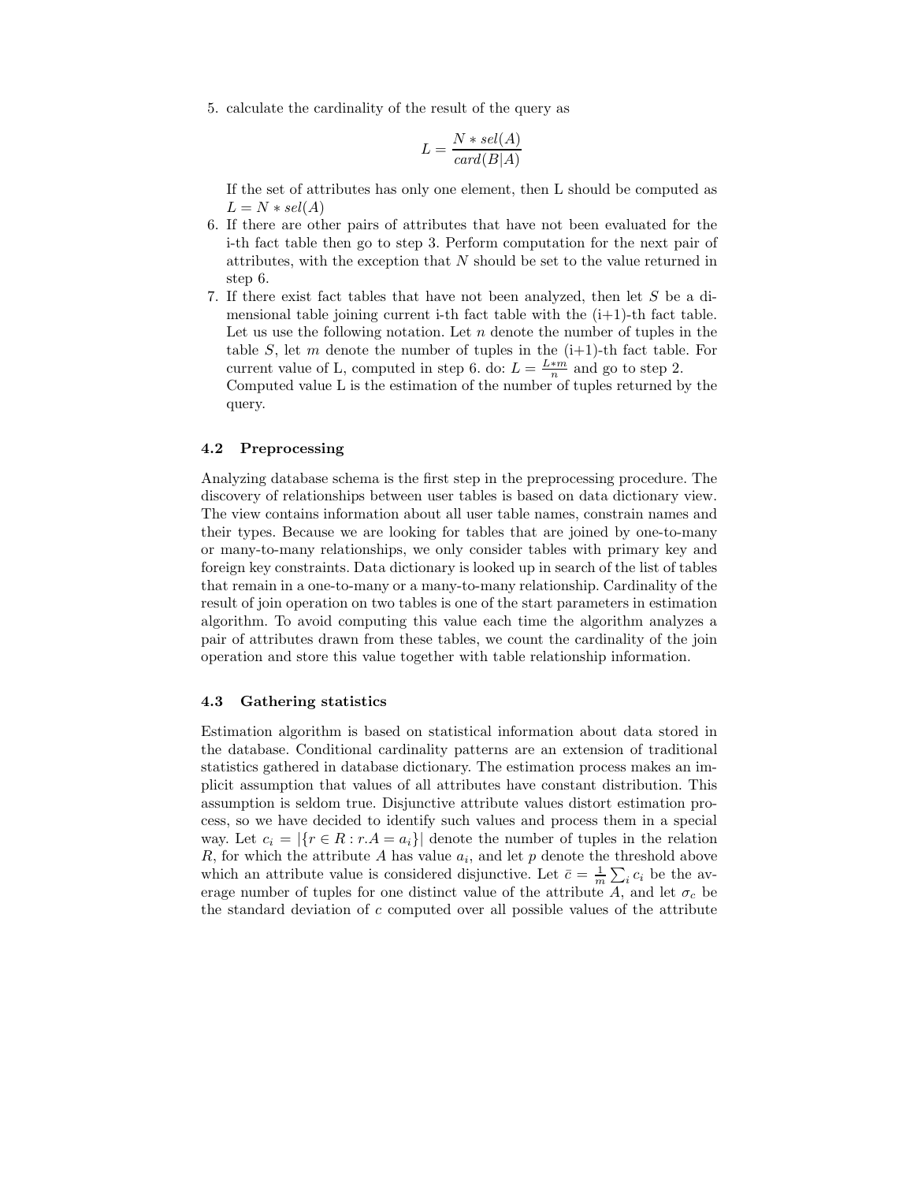5. calculate the cardinality of the result of the query as

$$L = \frac{N * sel(A)}{card(B|A)}$$

   If the set of attributes has only one element, then L should be computed as $L = N * sel(A)$
6. If there are other pairs of attributes that have not been evaluated for the i-th fact table then go to step 3. Perform computation for the next pair of attributes, with the exception that $N$ should be set to the value returned in step 6.
7. If there exist fact tables that have not been analyzed, then let $S$ be a dimensional table joining current i-th fact table with the (i+1)-th fact table. Let us use the following notation. Let $n$ denote the number of tuples in the table $S$, let $m$ denote the number of tuples in the (i+1)-th fact table. For current value of L, computed in step 6. do: $L = \frac{L*m}{n}$ and go to step 2. Computed value L is the estimation of the number of tuples returned by the query.

### 4.2 Preprocessing

Analyzing database schema is the first step in the preprocessing procedure. The discovery of relationships between user tables is based on data dictionary view. The view contains information about all user table names, constrain names and their types. Because we are looking for tables that are joined by one-to-many or many-to-many relationships, we only consider tables with primary key and foreign key constraints. Data dictionary is looked up in search of the list of tables that remain in a one-to-many or a many-to-many relationship. Cardinality of the result of join operation on two tables is one of the start parameters in estimation algorithm. To avoid computing this value each time the algorithm analyzes a pair of attributes drawn from these tables, we count the cardinality of the join operation and store this value together with table relationship information.

### 4.3 Gathering statistics

Estimation algorithm is based on statistical information about data stored in the database. Conditional cardinality patterns are an extension of traditional statistics gathered in database dictionary. The estimation process makes an implicit assumption that values of all attributes have constant distribution. This assumption is seldom true. Disjunctive attribute values distort estimation process, so we have decided to identify such values and process them in a special way. Let $c_i = |\{r \in R : r.A = a_i\}|$ denote the number of tuples in the relation $R$, for which the attribute $A$ has value $a_i$, and let $p$ denote the threshold above which an attribute value is considered disjunctive. Let $\bar{c} = \frac{1}{m} \sum_i c_i$ be the average number of tuples for one distinct value of the attribute $A$, and let $\sigma_c$ be the standard deviation of $c$ computed over all possible values of the attribute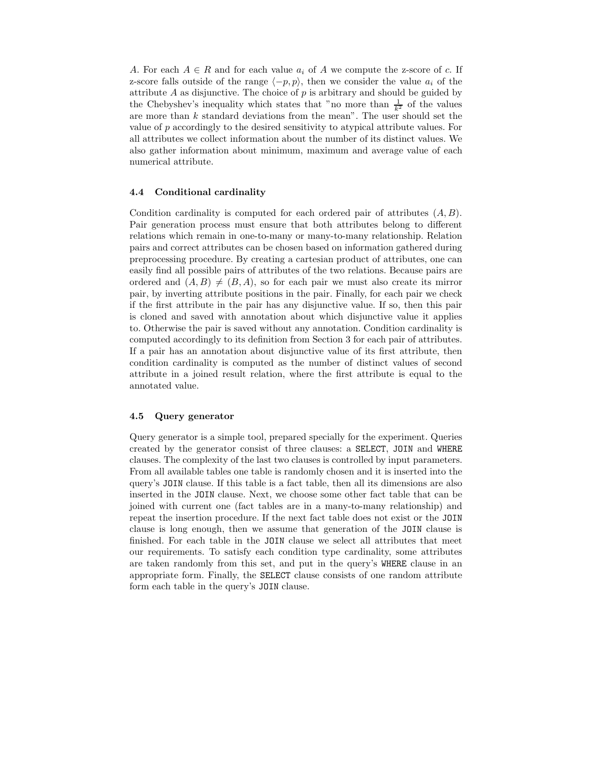$A$. For each $A \in R$ and for each value $a_i$ of $A$ we compute the z-score of $c$. If z-score falls outside of the range $\langle -p, p \rangle$, then we consider the value $a_i$ of the attribute $A$ as disjunctive. The choice of $p$ is arbitrary and should be guided by the Chebyshev's inequality which states that "no more than $\frac{1}{k^2}$ of the values are more than $k$ standard deviations from the mean". The user should set the value of $p$ accordingly to the desired sensitivity to atypical attribute values. For all attributes we collect information about the number of its distinct values. We also gather information about minimum, maximum and average value of each numerical attribute.

### 4.4 Conditional cardinality

Condition cardinality is computed for each ordered pair of attributes $(A, B)$. Pair generation process must ensure that both attributes belong to different relations which remain in one-to-many or many-to-many relationship. Relation pairs and correct attributes can be chosen based on information gathered during preprocessing procedure. By creating a cartesian product of attributes, one can easily find all possible pairs of attributes of the two relations. Because pairs are ordered and $(A, B) \neq (B, A)$, so for each pair we must also create its mirror pair, by inverting attribute positions in the pair. Finally, for each pair we check if the first attribute in the pair has any disjunctive value. If so, then this pair is cloned and saved with annotation about which disjunctive value it applies to. Otherwise the pair is saved without any annotation. Condition cardinality is computed accordingly to its definition from Section 3 for each pair of attributes. If a pair has an annotation about disjunctive value of its first attribute, then condition cardinality is computed as the number of distinct values of second attribute in a joined result relation, where the first attribute is equal to the annotated value.

### 4.5 Query generator

Query generator is a simple tool, prepared specially for the experiment. Queries created by the generator consist of three clauses: a `SELECT`, `JOIN` and `WHERE` clauses. The complexity of the last two clauses is controlled by input parameters. From all available tables one table is randomly chosen and it is inserted into the query's `JOIN` clause. If this table is a fact table, then all its dimensions are also inserted in the `JOIN` clause. Next, we choose some other fact table that can be joined with current one (fact tables are in a many-to-many relationship) and repeat the insertion procedure. If the next fact table does not exist or the `JOIN` clause is long enough, then we assume that generation of the `JOIN` clause is finished. For each table in the `JOIN` clause we select all attributes that meet our requirements. To satisfy each condition type cardinality, some attributes are taken randomly from this set, and put in the query's `WHERE` clause in an appropriate form. Finally, the `SELECT` clause consists of one random attribute form each table in the query's `JOIN` clause.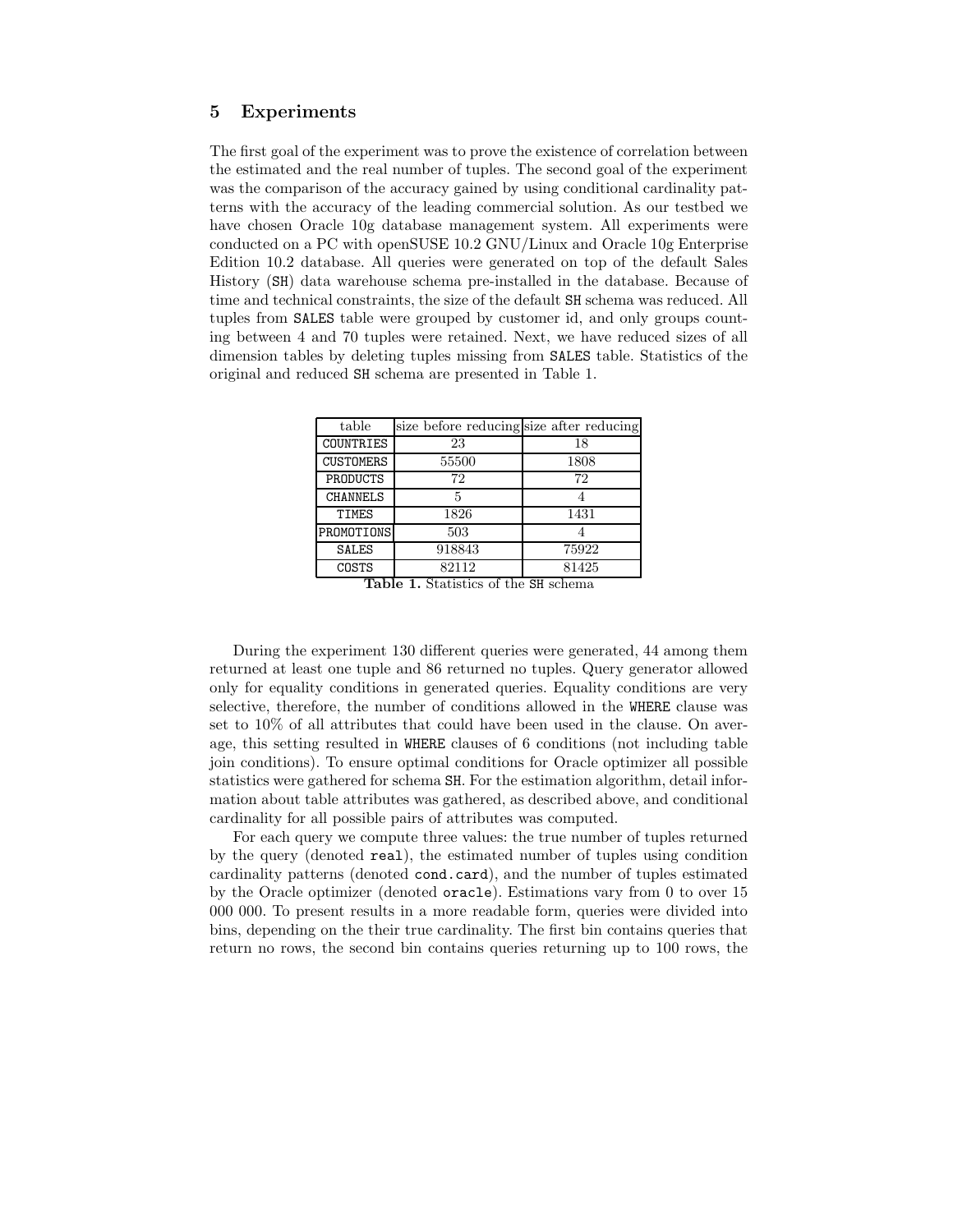## 5 Experiments

The first goal of the experiment was to prove the existence of correlation between the estimated and the real number of tuples. The second goal of the experiment was the comparison of the accuracy gained by using conditional cardinality patterns with the accuracy of the leading commercial solution. As our testbed we have chosen Oracle 10g database management system. All experiments were conducted on a PC with openSUSE 10.2 GNU/Linux and Oracle 10g Enterprise Edition 10.2 database. All queries were generated on top of the default Sales History (`SH`) data warehouse schema pre-installed in the database. Because of time and technical constraints, the size of the default `SH` schema was reduced. All tuples from `SALES` table were grouped by customer id, and only groups counting between 4 and 70 tuples were retained. Next, we have reduced sizes of all dimension tables by deleting tuples missing from `SALES` table. Statistics of the original and reduced `SH` schema are presented in Table 1.

| table | size before reducing | size after reducing |
|---|---|---|
| `COUNTRIES` | 23 | 18 |
| `CUSTOMERS` | 55500 | 1808 |
| `PRODUCTS` | 72 | 72 |
| `CHANNELS` | 5 | 4 |
| `TIMES` | 1826 | 1431 |
| `PROMOTIONS` | 503 | 4 |
| `SALES` | 918843 | 75922 |
| `COSTS` | 82112 | 81425 |

**Table 1.** Statistics of the `SH` schema

During the experiment 130 different queries were generated, 44 among them returned at least one tuple and 86 returned no tuples. Query generator allowed only for equality conditions in generated queries. Equality conditions are very selective, therefore, the number of conditions allowed in the `WHERE` clause was set to 10% of all attributes that could have been used in the clause. On average, this setting resulted in `WHERE` clauses of 6 conditions (not including table join conditions). To ensure optimal conditions for Oracle optimizer all possible statistics were gathered for schema `SH`. For the estimation algorithm, detail information about table attributes was gathered, as described above, and conditional cardinality for all possible pairs of attributes was computed.

For each query we compute three values: the true number of tuples returned by the query (denoted `real`), the estimated number of tuples using condition cardinality patterns (denoted `cond.card`), and the number of tuples estimated by the Oracle optimizer (denoted `oracle`). Estimations vary from 0 to over 15 000 000. To present results in a more readable form, queries were divided into bins, depending on the their true cardinality. The first bin contains queries that return no rows, the second bin contains queries returning up to 100 rows, the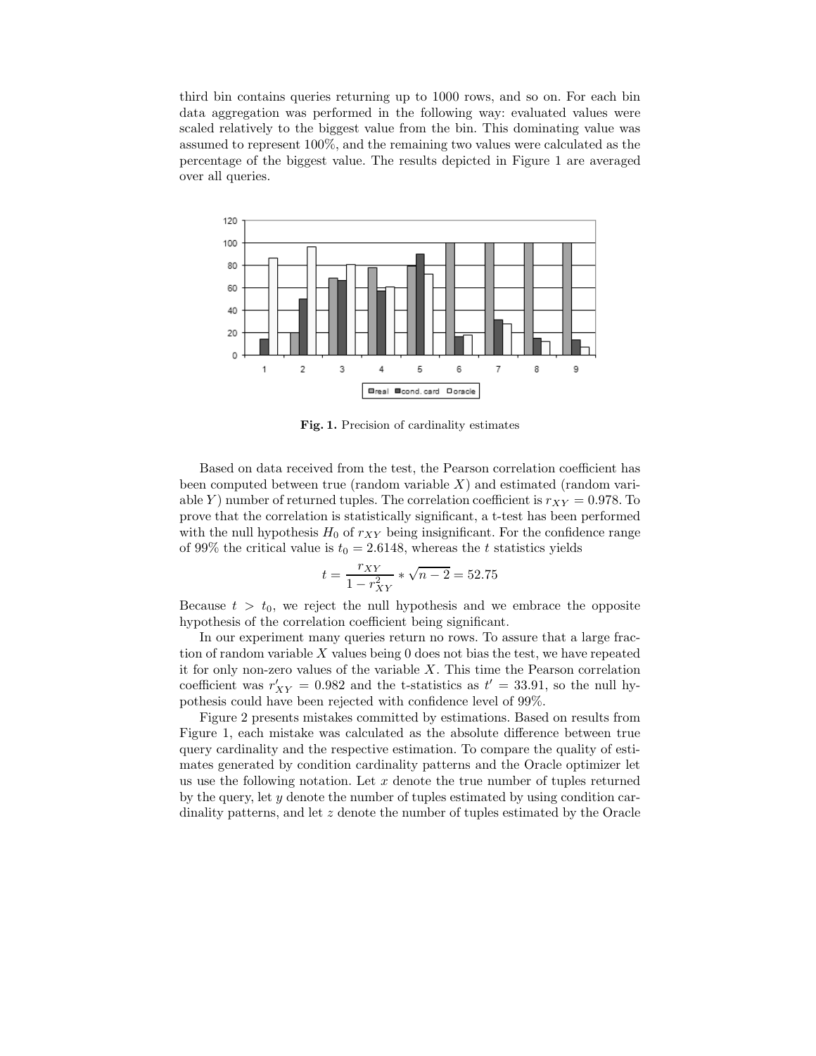third bin contains queries returning up to 1000 rows, and so on. For each bin data aggregation was performed in the following way: evaluated values were scaled relatively to the biggest value from the bin. This dominating value was assumed to represent 100%, and the remaining two values were calculated as the percentage of the biggest value. The results depicted in Figure 1 are averaged over all queries.

**Fig. 1.** Precision of cardinality estimates

Based on data received from the test, the Pearson correlation coefficient has been computed between true (random variable $X$) and estimated (random variable $Y$) number of returned tuples. The correlation coefficient is $r_{XY} = 0.978$. To prove that the correlation is statistically significant, a t-test has been performed with the null hypothesis $H_0$ of $r_{XY}$ being insignificant. For the confidence range of 99% the critical value is $t_0 = 2.6148$, whereas the $t$ statistics yields

$$t = \frac{r_{XY}}{1 - r_{XY}^2} * \sqrt{n-2} = 52.75$$

Because $t > t_0$, we reject the null hypothesis and we embrace the opposite hypothesis of the correlation coefficient being significant.

In our experiment many queries return no rows. To assure that a large fraction of random variable $X$ values being 0 does not bias the test, we have repeated it for only non-zero values of the variable $X$. This time the Pearson correlation coefficient was $r'_{XY} = 0.982$ and the t-statistics as $t' = 33.91$, so the null hypothesis could have been rejected with confidence level of 99%.

Figure 2 presents mistakes committed by estimations. Based on results from Figure 1, each mistake was calculated as the absolute difference between true query cardinality and the respective estimation. To compare the quality of estimates generated by condition cardinality patterns and the Oracle optimizer let us use the following notation. Let $x$ denote the true number of tuples returned by the query, let $y$ denote the number of tuples estimated by using condition cardinality patterns, and let $z$ denote the number of tuples estimated by the Oracle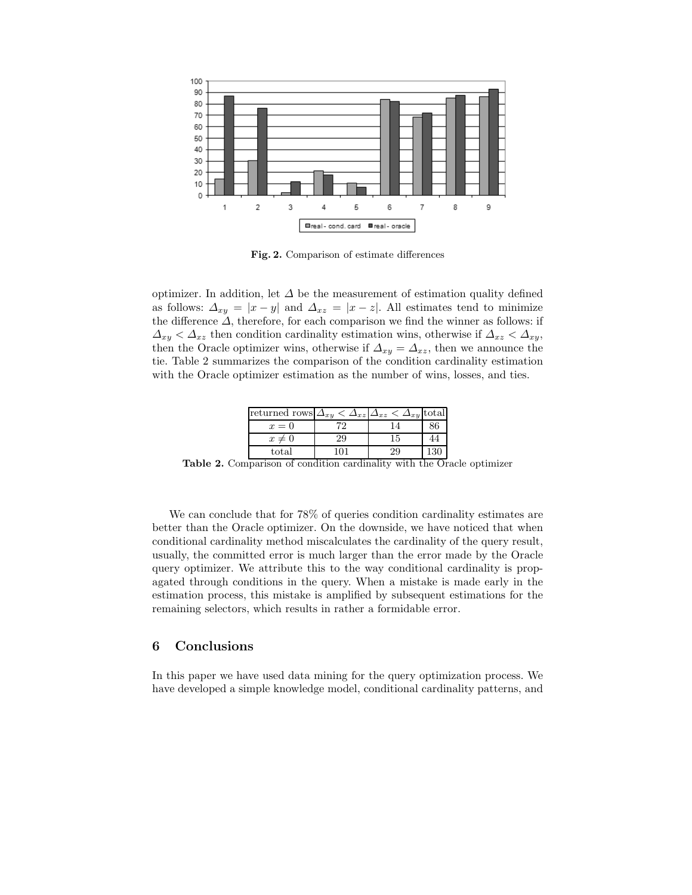**Fig. 2.** Comparison of estimate differences

optimizer. In addition, let $\Delta$ be the measurement of estimation quality defined as follows: $\Delta_{xy} = |x - y|$ and $\Delta_{xz} = |x - z|$. All estimates tend to minimize the difference $\Delta$, therefore, for each comparison we find the winner as follows: if $\Delta_{xy} < \Delta_{xz}$ then condition cardinality estimation wins, otherwise if $\Delta_{xz} < \Delta_{xy}$, then the Oracle optimizer wins, otherwise if $\Delta_{xy} = \Delta_{xz}$, then we announce the tie. Table 2 summarizes the comparison of the condition cardinality estimation with the Oracle optimizer estimation as the number of wins, losses, and ties.

| returned rows | $\Delta_{xy} < \Delta_{xz}$ | $\Delta_{xz} < \Delta_{xy}$ | total |
|---|---|---|---|
| $x = 0$ | 72 | 14 | 86 |
| $x \neq 0$ | 29 | 15 | 44 |
| total | 101 | 29 | 130 |

**Table 2.** Comparison of condition cardinality with the Oracle optimizer

We can conclude that for 78% of queries condition cardinality estimates are better than the Oracle optimizer. On the downside, we have noticed that when conditional cardinality method miscalculates the cardinality of the query result, usually, the committed error is much larger than the error made by the Oracle query optimizer. We attribute this to the way conditional cardinality is propagated through conditions in the query. When a mistake is made early in the estimation process, this mistake is amplified by subsequent estimations for the remaining selectors, which results in rather a formidable error.

## 6 Conclusions

In this paper we have used data mining for the query optimization process. We have developed a simple knowledge model, conditional cardinality patterns, and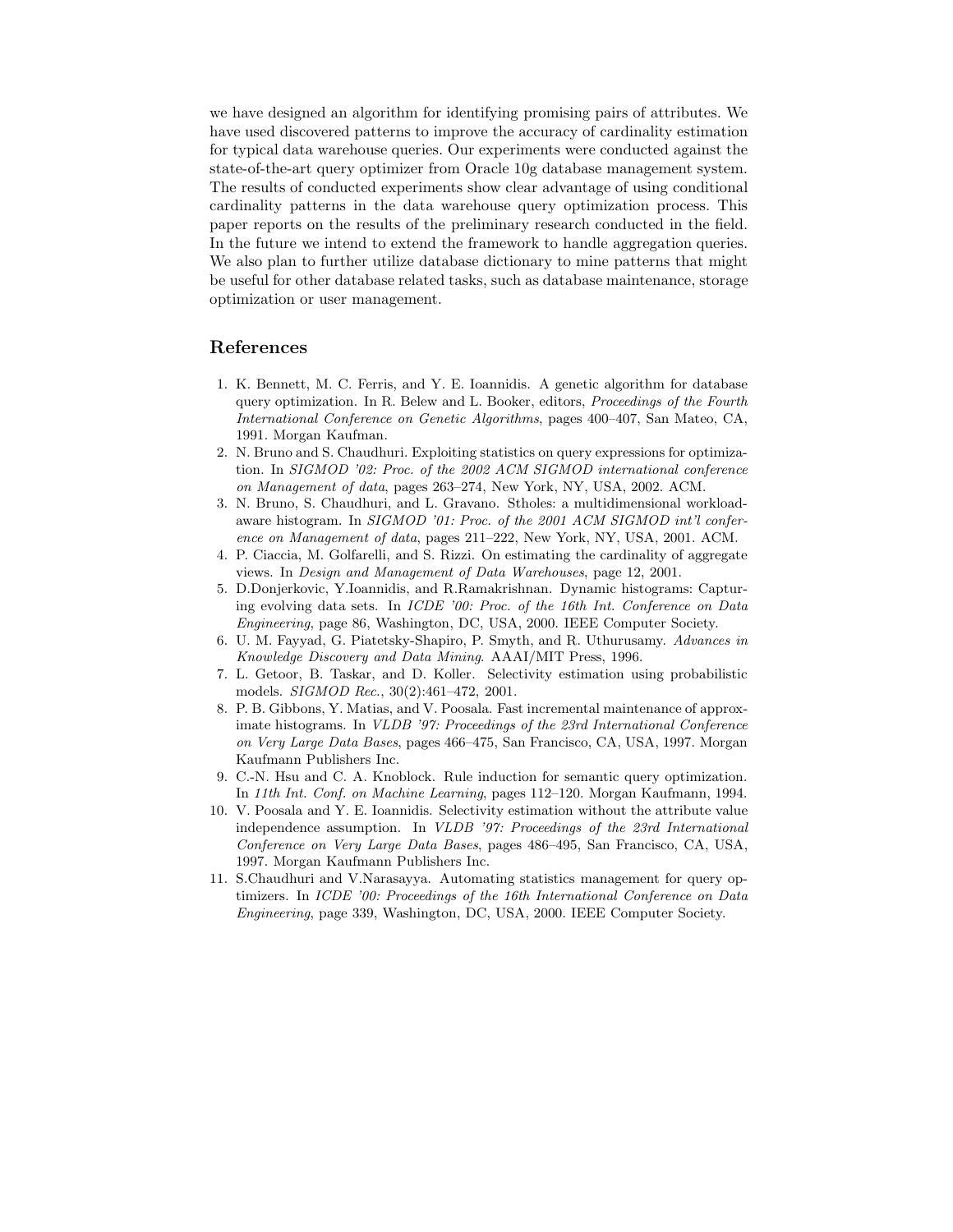we have designed an algorithm for identifying promising pairs of attributes. We have used discovered patterns to improve the accuracy of cardinality estimation for typical data warehouse queries. Our experiments were conducted against the state-of-the-art query optimizer from Oracle 10g database management system. The results of conducted experiments show clear advantage of using conditional cardinality patterns in the data warehouse query optimization process. This paper reports on the results of the preliminary research conducted in the field. In the future we intend to extend the framework to handle aggregation queries. We also plan to further utilize database dictionary to mine patterns that might be useful for other database related tasks, such as database maintenance, storage optimization or user management.

## References

1. K. Bennett, M. C. Ferris, and Y. E. Ioannidis. A genetic algorithm for database query optimization. In R. Belew and L. Booker, editors, *Proceedings of the Fourth International Conference on Genetic Algorithms*, pages 400–407, San Mateo, CA, 1991. Morgan Kaufman.
2. N. Bruno and S. Chaudhuri. Exploiting statistics on query expressions for optimization. In *SIGMOD '02: Proc. of the 2002 ACM SIGMOD international conference on Management of data*, pages 263–274, New York, NY, USA, 2002. ACM.
3. N. Bruno, S. Chaudhuri, and L. Gravano. Stholes: a multidimensional workload-aware histogram. In *SIGMOD '01: Proc. of the 2001 ACM SIGMOD int'l conference on Management of data*, pages 211–222, New York, NY, USA, 2001. ACM.
4. P. Ciaccia, M. Golfarelli, and S. Rizzi. On estimating the cardinality of aggregate views. In *Design and Management of Data Warehouses*, page 12, 2001.
5. D.Donjerkovic, Y.Ioannidis, and R.Ramakrishnan. Dynamic histograms: Capturing evolving data sets. In *ICDE '00: Proc. of the 16th Int. Conference on Data Engineering*, page 86, Washington, DC, USA, 2000. IEEE Computer Society.
6. U. M. Fayyad, G. Piatetsky-Shapiro, P. Smyth, and R. Uthurusamy. *Advances in Knowledge Discovery and Data Mining*. AAAI/MIT Press, 1996.
7. L. Getoor, B. Taskar, and D. Koller. Selectivity estimation using probabilistic models. *SIGMOD Rec.*, 30(2):461–472, 2001.
8. P. B. Gibbons, Y. Matias, and V. Poosala. Fast incremental maintenance of approximate histograms. In *VLDB '97: Proceedings of the 23rd International Conference on Very Large Data Bases*, pages 466–475, San Francisco, CA, USA, 1997. Morgan Kaufmann Publishers Inc.
9. C.-N. Hsu and C. A. Knoblock. Rule induction for semantic query optimization. In *11th Int. Conf. on Machine Learning*, pages 112–120. Morgan Kaufmann, 1994.
10. V. Poosala and Y. E. Ioannidis. Selectivity estimation without the attribute value independence assumption. In *VLDB '97: Proceedings of the 23rd International Conference on Very Large Data Bases*, pages 486–495, San Francisco, CA, USA, 1997. Morgan Kaufmann Publishers Inc.
11. S.Chaudhuri and V.Narasayya. Automating statistics management for query optimizers. In *ICDE '00: Proceedings of the 16th International Conference on Data Engineering*, page 339, Washington, DC, USA, 2000. IEEE Computer Society.